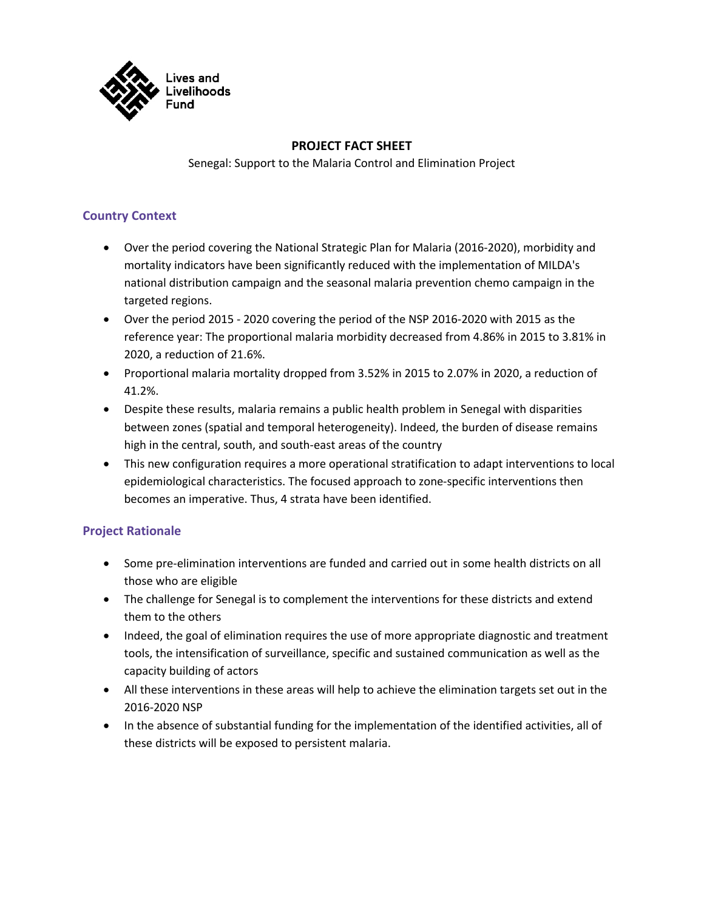Lives and Livelihoods Fund

# PROJECT FACT SHEET

Senegal: Support to the Malaria Control and Elimination Project

## Country Context

- Over the period covering the National Strategic Plan for Malaria (2016-2020), morbidity and mortality indicators have been significantly reduced with the implementation of MILDA's national distribution campaign and the seasonal malaria prevention chemo campaign in the targeted regions.
- Over the period 2015 - 2020 covering the period of the NSP 2016-2020 with 2015 as the reference year: The proportional malaria morbidity decreased from 4.86% in 2015 to 3.81% in 2020, a reduction of 21.6%.
- Proportional malaria mortality dropped from 3.52% in 2015 to 2.07% in 2020, a reduction of 41.2%.
- Despite these results, malaria remains a public health problem in Senegal with disparities between zones (spatial and temporal heterogeneity). Indeed, the burden of disease remains high in the central, south, and south-east areas of the country
- This new configuration requires a more operational stratification to adapt interventions to local epidemiological characteristics. The focused approach to zone-specific interventions then becomes an imperative. Thus, 4 strata have been identified.

## Project Rationale

- Some pre-elimination interventions are funded and carried out in some health districts on all those who are eligible
- The challenge for Senegal is to complement the interventions for these districts and extend them to the others
- Indeed, the goal of elimination requires the use of more appropriate diagnostic and treatment tools, the intensification of surveillance, specific and sustained communication as well as the capacity building of actors
- All these interventions in these areas will help to achieve the elimination targets set out in the 2016-2020 NSP
- In the absence of substantial funding for the implementation of the identified activities, all of these districts will be exposed to persistent malaria.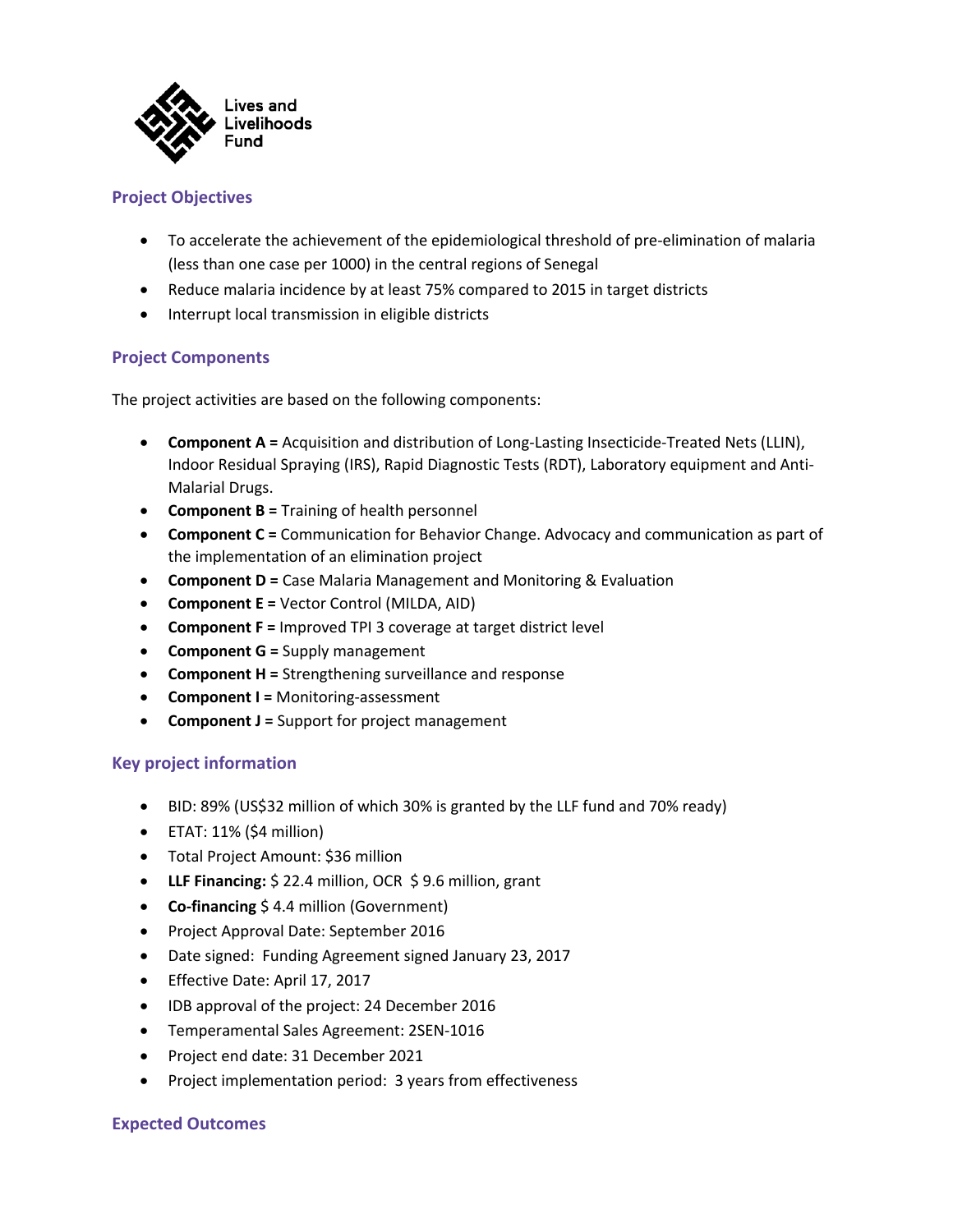Lives and Livelihoods Fund

## Project Objectives

- To accelerate the achievement of the epidemiological threshold of pre-elimination of malaria (less than one case per 1000) in the central regions of Senegal
- Reduce malaria incidence by at least 75% compared to 2015 in target districts
- Interrupt local transmission in eligible districts

## Project Components

The project activities are based on the following components:

- **Component A =** Acquisition and distribution of Long-Lasting Insecticide-Treated Nets (LLIN), Indoor Residual Spraying (IRS), Rapid Diagnostic Tests (RDT), Laboratory equipment and Anti-Malarial Drugs.
- **Component B =** Training of health personnel
- **Component C =** Communication for Behavior Change. Advocacy and communication as part of the implementation of an elimination project
- **Component D =** Case Malaria Management and Monitoring & Evaluation
- **Component E =** Vector Control (MILDA, AID)
- **Component F =** Improved TPI 3 coverage at target district level
- **Component G =** Supply management
- **Component H =** Strengthening surveillance and response
- **Component I =** Monitoring-assessment
- **Component J =** Support for project management

## Key project information

- BID: 89% (US$32 million of which 30% is granted by the LLF fund and 70% ready)
- ETAT: 11% ($4 million)
- Total Project Amount: $36 million
- **LLF Financing:** $ 22.4 million, OCR $ 9.6 million, grant
- **Co-financing** $ 4.4 million (Government)
- Project Approval Date: September 2016
- Date signed: Funding Agreement signed January 23, 2017
- Effective Date: April 17, 2017
- IDB approval of the project: 24 December 2016
- Temperamental Sales Agreement: 2SEN-1016
- Project end date: 31 December 2021
- Project implementation period: 3 years from effectiveness

## Expected Outcomes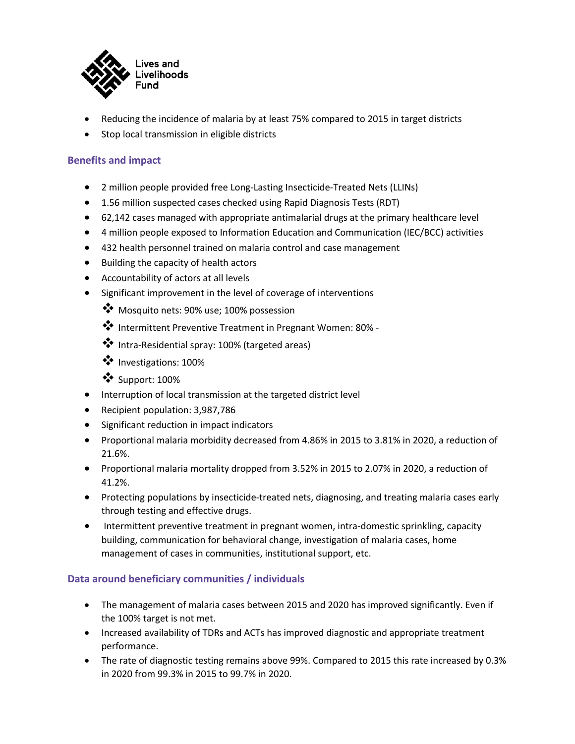- Reducing the incidence of malaria by at least 75% compared to 2015 in target districts
- Stop local transmission in eligible districts

### Benefits and impact

- 2 million people provided free Long-Lasting Insecticide-Treated Nets (LLINs)
- 1.56 million suspected cases checked using Rapid Diagnosis Tests (RDT)
- 62,142 cases managed with appropriate antimalarial drugs at the primary healthcare level
- 4 million people exposed to Information Education and Communication (IEC/BCC) activities
- 432 health personnel trained on malaria control and case management
- Building the capacity of health actors
- Accountability of actors at all levels
- Significant improvement in the level of coverage of interventions
  - Mosquito nets: 90% use; 100% possession
  - Intermittent Preventive Treatment in Pregnant Women: 80% -
  - Intra-Residential spray: 100% (targeted areas)
  - Investigations: 100%
  - Support: 100%
- Interruption of local transmission at the targeted district level
- Recipient population: 3,987,786
- Significant reduction in impact indicators
- Proportional malaria morbidity decreased from 4.86% in 2015 to 3.81% in 2020, a reduction of 21.6%.
- Proportional malaria mortality dropped from 3.52% in 2015 to 2.07% in 2020, a reduction of 41.2%.
- Protecting populations by insecticide-treated nets, diagnosing, and treating malaria cases early through testing and effective drugs.
- Intermittent preventive treatment in pregnant women, intra-domestic sprinkling, capacity building, communication for behavioral change, investigation of malaria cases, home management of cases in communities, institutional support, etc.

### Data around beneficiary communities / individuals

- The management of malaria cases between 2015 and 2020 has improved significantly. Even if the 100% target is not met.
- Increased availability of TDRs and ACTs has improved diagnostic and appropriate treatment performance.
- The rate of diagnostic testing remains above 99%. Compared to 2015 this rate increased by 0.3% in 2020 from 99.3% in 2015 to 99.7% in 2020.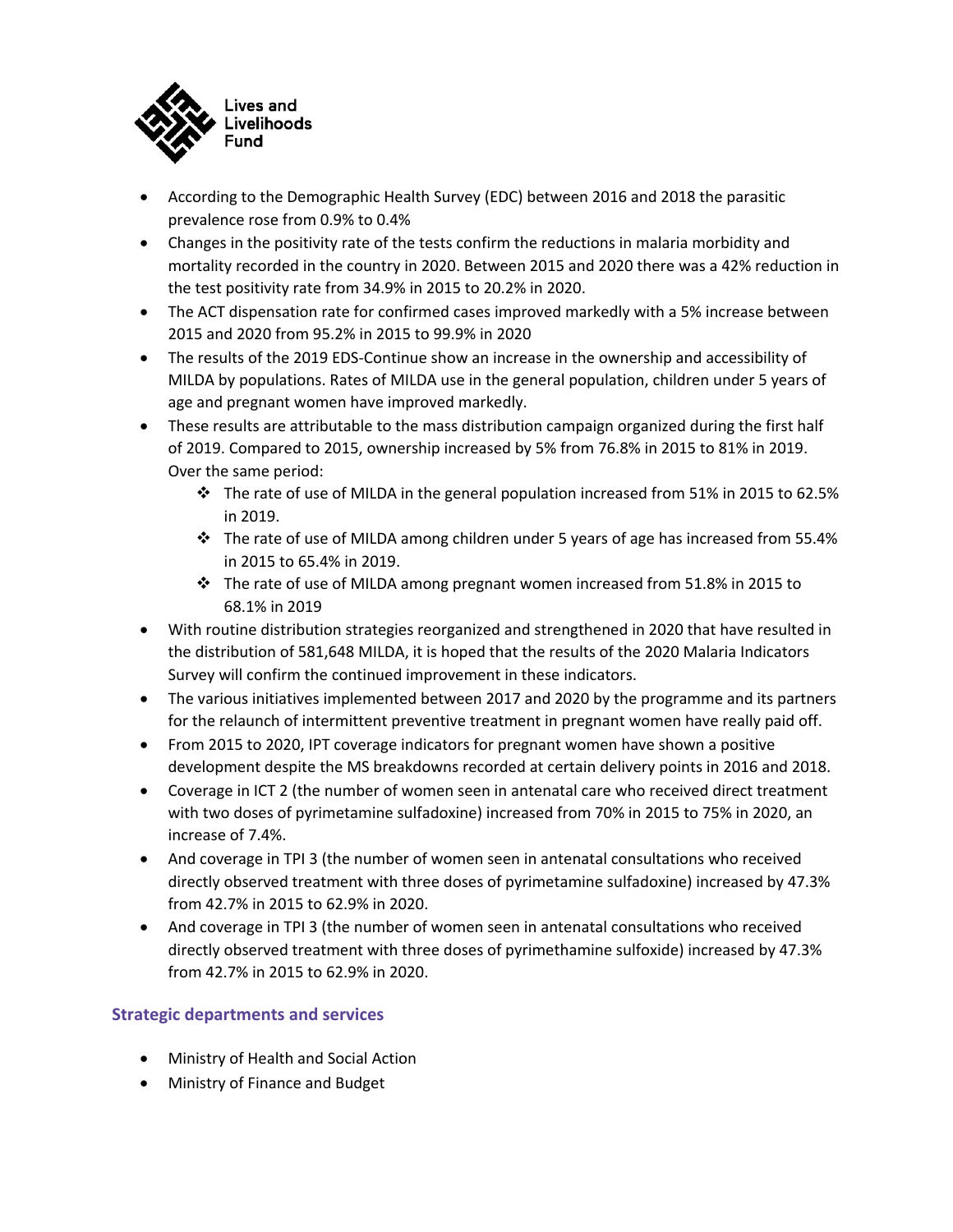- According to the Demographic Health Survey (EDC) between 2016 and 2018 the parasitic prevalence rose from 0.9% to 0.4%
- Changes in the positivity rate of the tests confirm the reductions in malaria morbidity and mortality recorded in the country in 2020. Between 2015 and 2020 there was a 42% reduction in the test positivity rate from 34.9% in 2015 to 20.2% in 2020.
- The ACT dispensation rate for confirmed cases improved markedly with a 5% increase between 2015 and 2020 from 95.2% in 2015 to 99.9% in 2020
- The results of the 2019 EDS-Continue show an increase in the ownership and accessibility of MILDA by populations. Rates of MILDA use in the general population, children under 5 years of age and pregnant women have improved markedly.
- These results are attributable to the mass distribution campaign organized during the first half of 2019. Compared to 2015, ownership increased by 5% from 76.8% in 2015 to 81% in 2019. Over the same period:
  - The rate of use of MILDA in the general population increased from 51% in 2015 to 62.5% in 2019.
  - The rate of use of MILDA among children under 5 years of age has increased from 55.4% in 2015 to 65.4% in 2019.
  - The rate of use of MILDA among pregnant women increased from 51.8% in 2015 to 68.1% in 2019
- With routine distribution strategies reorganized and strengthened in 2020 that have resulted in the distribution of 581,648 MILDA, it is hoped that the results of the 2020 Malaria Indicators Survey will confirm the continued improvement in these indicators.
- The various initiatives implemented between 2017 and 2020 by the programme and its partners for the relaunch of intermittent preventive treatment in pregnant women have really paid off.
- From 2015 to 2020, IPT coverage indicators for pregnant women have shown a positive development despite the MS breakdowns recorded at certain delivery points in 2016 and 2018.
- Coverage in ICT 2 (the number of women seen in antenatal care who received direct treatment with two doses of pyrimetamine sulfadoxine) increased from 70% in 2015 to 75% in 2020, an increase of 7.4%.
- And coverage in TPI 3 (the number of women seen in antenatal consultations who received directly observed treatment with three doses of pyrimetamine sulfadoxine) increased by 47.3% from 42.7% in 2015 to 62.9% in 2020.
- And coverage in TPI 3 (the number of women seen in antenatal consultations who received directly observed treatment with three doses of pyrimethamine sulfoxide) increased by 47.3% from 42.7% in 2015 to 62.9% in 2020.

## Strategic departments and services

- Ministry of Health and Social Action
- Ministry of Finance and Budget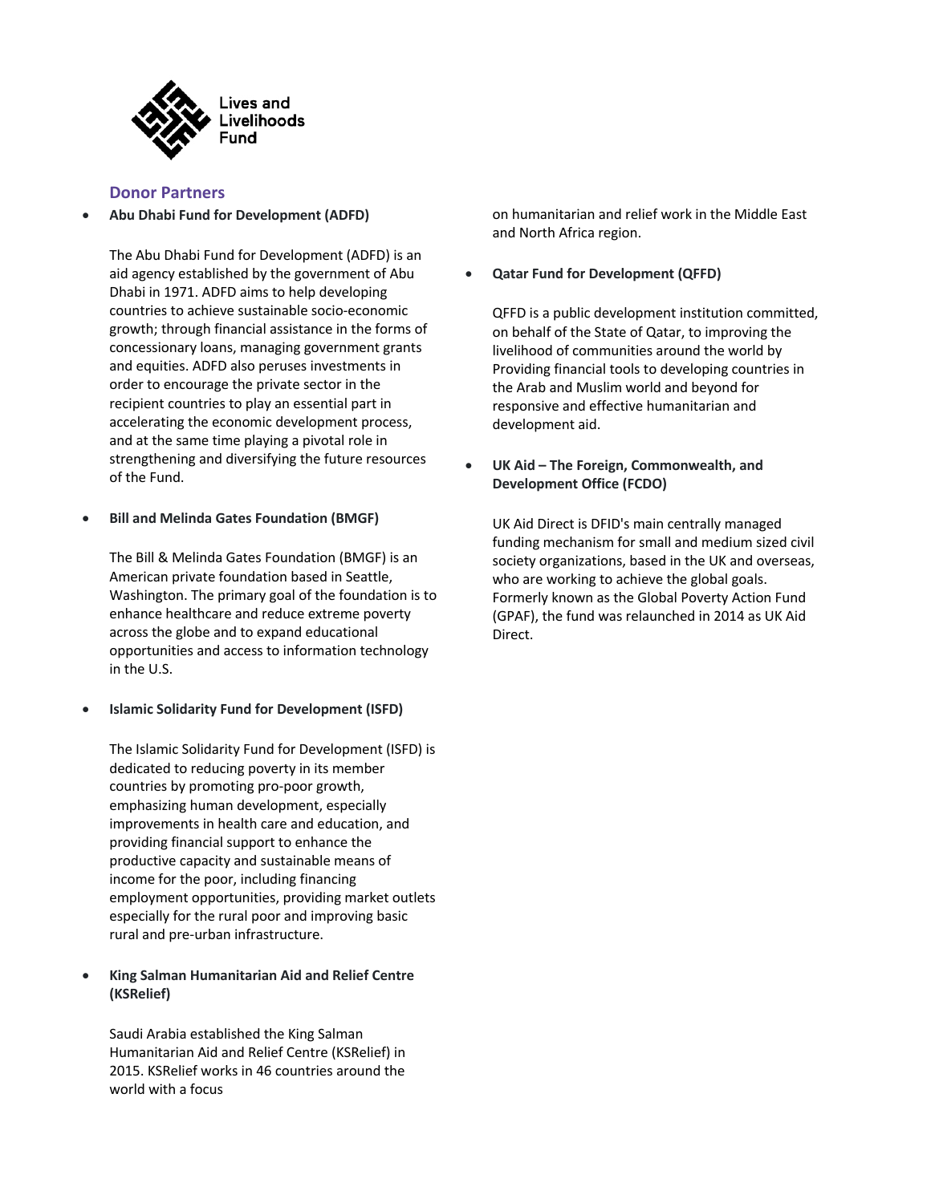Lives and Livelihoods Fund

## Donor Partners

- **Abu Dhabi Fund for Development (ADFD)**

  The Abu Dhabi Fund for Development (ADFD) is an aid agency established by the government of Abu Dhabi in 1971. ADFD aims to help developing countries to achieve sustainable socio-economic growth; through financial assistance in the forms of concessionary loans, managing government grants and equities. ADFD also peruses investments in order to encourage the private sector in the recipient countries to play an essential part in accelerating the economic development process, and at the same time playing a pivotal role in strengthening and diversifying the future resources of the Fund.

- **Bill and Melinda Gates Foundation (BMGF)**

  The Bill & Melinda Gates Foundation (BMGF) is an American private foundation based in Seattle, Washington. The primary goal of the foundation is to enhance healthcare and reduce extreme poverty across the globe and to expand educational opportunities and access to information technology in the U.S.

- **Islamic Solidarity Fund for Development (ISFD)**

  The Islamic Solidarity Fund for Development (ISFD) is dedicated to reducing poverty in its member countries by promoting pro-poor growth, emphasizing human development, especially improvements in health care and education, and providing financial support to enhance the productive capacity and sustainable means of income for the poor, including financing employment opportunities, providing market outlets especially for the rural poor and improving basic rural and pre-urban infrastructure.

- **King Salman Humanitarian Aid and Relief Centre (KSRelief)**

  Saudi Arabia established the King Salman Humanitarian Aid and Relief Centre (KSRelief) in 2015. KSRelief works in 46 countries around the world with a focus on humanitarian and relief work in the Middle East and North Africa region.

- **Qatar Fund for Development (QFFD)**

  QFFD is a public development institution committed, on behalf of the State of Qatar, to improving the livelihood of communities around the world by Providing financial tools to developing countries in the Arab and Muslim world and beyond for responsive and effective humanitarian and development aid.

- **UK Aid – The Foreign, Commonwealth, and Development Office (FCDO)**

  UK Aid Direct is DFID's main centrally managed funding mechanism for small and medium sized civil society organizations, based in the UK and overseas, who are working to achieve the global goals. Formerly known as the Global Poverty Action Fund (GPAF), the fund was relaunched in 2014 as UK Aid Direct.